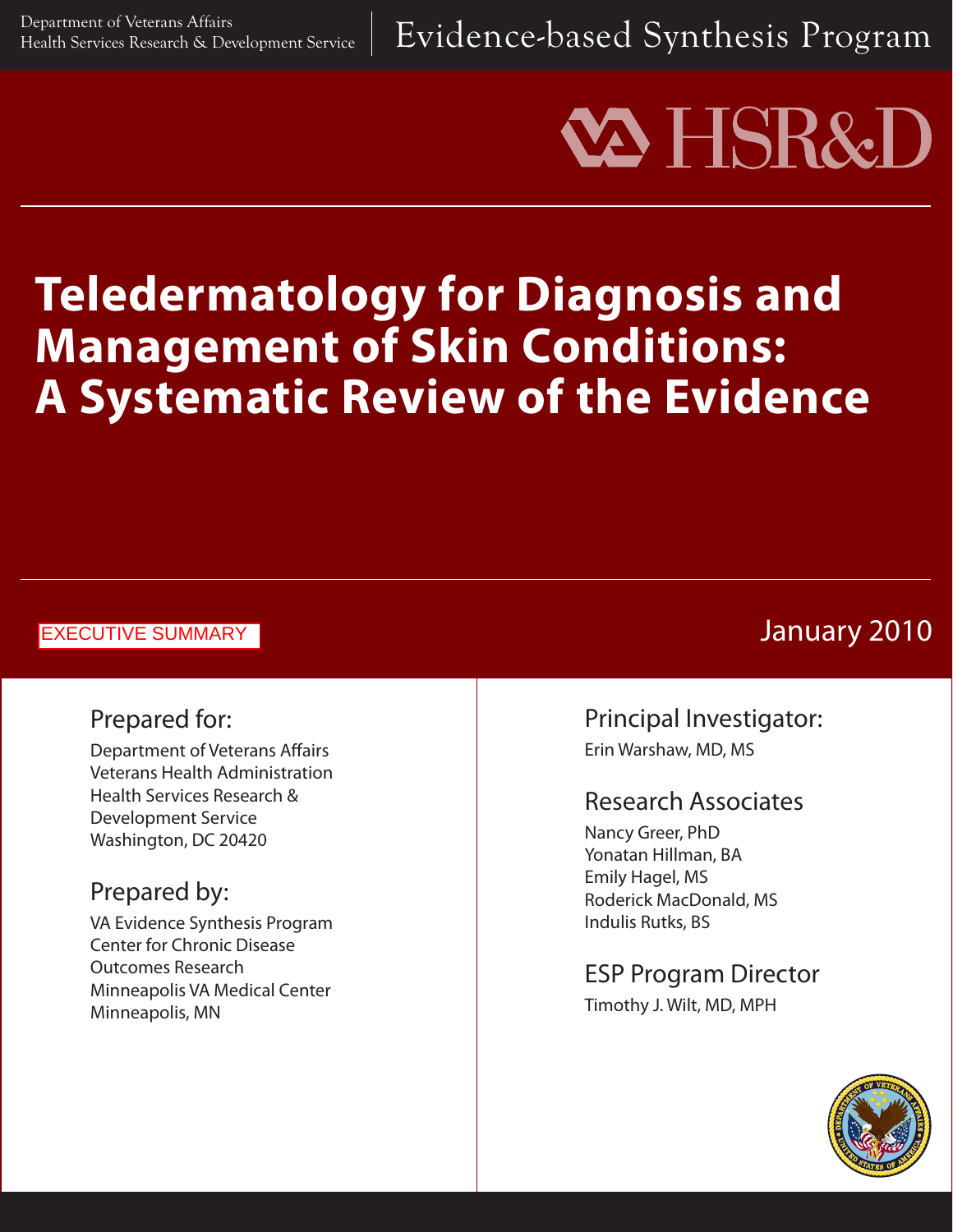Department of Veterans Affairs
Health Services Research & Development Service

Evidence-based Synthesis Program

VA HSR&D

# Teledermatology for Diagnosis and Management of Skin Conditions: A Systematic Review of the Evidence

EXECUTIVE SUMMARY

January 2010

## Prepared for:

Department of Veterans Affairs
Veterans Health Administration
Health Services Research &
Development Service
Washington, DC 20420

## Prepared by:

VA Evidence Synthesis Program
Center for Chronic Disease
Outcomes Research
Minneapolis VA Medical Center
Minneapolis, MN

## Principal Investigator:

Erin Warshaw, MD, MS

## Research Associates

Nancy Greer, PhD
Yonatan Hillman, BA
Emily Hagel, MS
Roderick MacDonald, MS
Indulis Rutks, BS

## ESP Program Director

Timothy J. Wilt, MD, MPH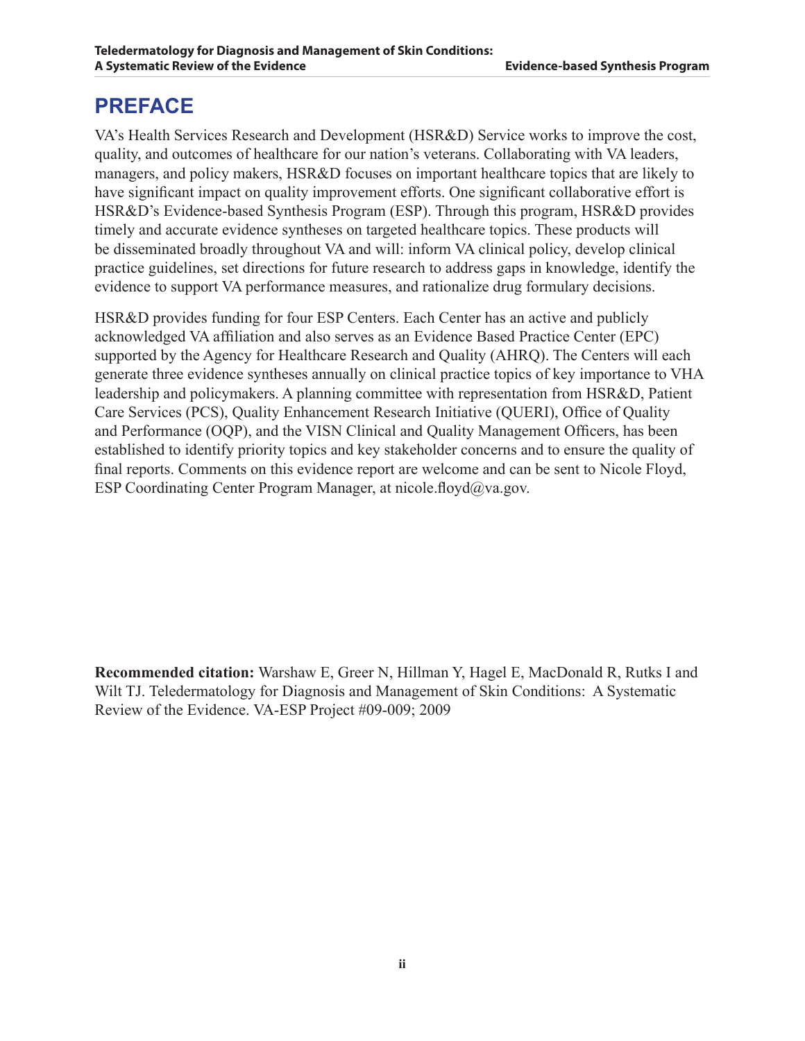# PREFACE

VA's Health Services Research and Development (HSR&D) Service works to improve the cost, quality, and outcomes of healthcare for our nation's veterans. Collaborating with VA leaders, managers, and policy makers, HSR&D focuses on important healthcare topics that are likely to have significant impact on quality improvement efforts. One significant collaborative effort is HSR&D's Evidence-based Synthesis Program (ESP). Through this program, HSR&D provides timely and accurate evidence syntheses on targeted healthcare topics. These products will be disseminated broadly throughout VA and will: inform VA clinical policy, develop clinical practice guidelines, set directions for future research to address gaps in knowledge, identify the evidence to support VA performance measures, and rationalize drug formulary decisions.

HSR&D provides funding for four ESP Centers. Each Center has an active and publicly acknowledged VA affiliation and also serves as an Evidence Based Practice Center (EPC) supported by the Agency for Healthcare Research and Quality (AHRQ). The Centers will each generate three evidence syntheses annually on clinical practice topics of key importance to VHA leadership and policymakers. A planning committee with representation from HSR&D, Patient Care Services (PCS), Quality Enhancement Research Initiative (QUERI), Office of Quality and Performance (OQP), and the VISN Clinical and Quality Management Officers, has been established to identify priority topics and key stakeholder concerns and to ensure the quality of final reports. Comments on this evidence report are welcome and can be sent to Nicole Floyd, ESP Coordinating Center Program Manager, at nicole.floyd@va.gov.

**Recommended citation:** Warshaw E, Greer N, Hillman Y, Hagel E, MacDonald R, Rutks I and Wilt TJ. Teledermatology for Diagnosis and Management of Skin Conditions: A Systematic Review of the Evidence. VA-ESP Project #09-009; 2009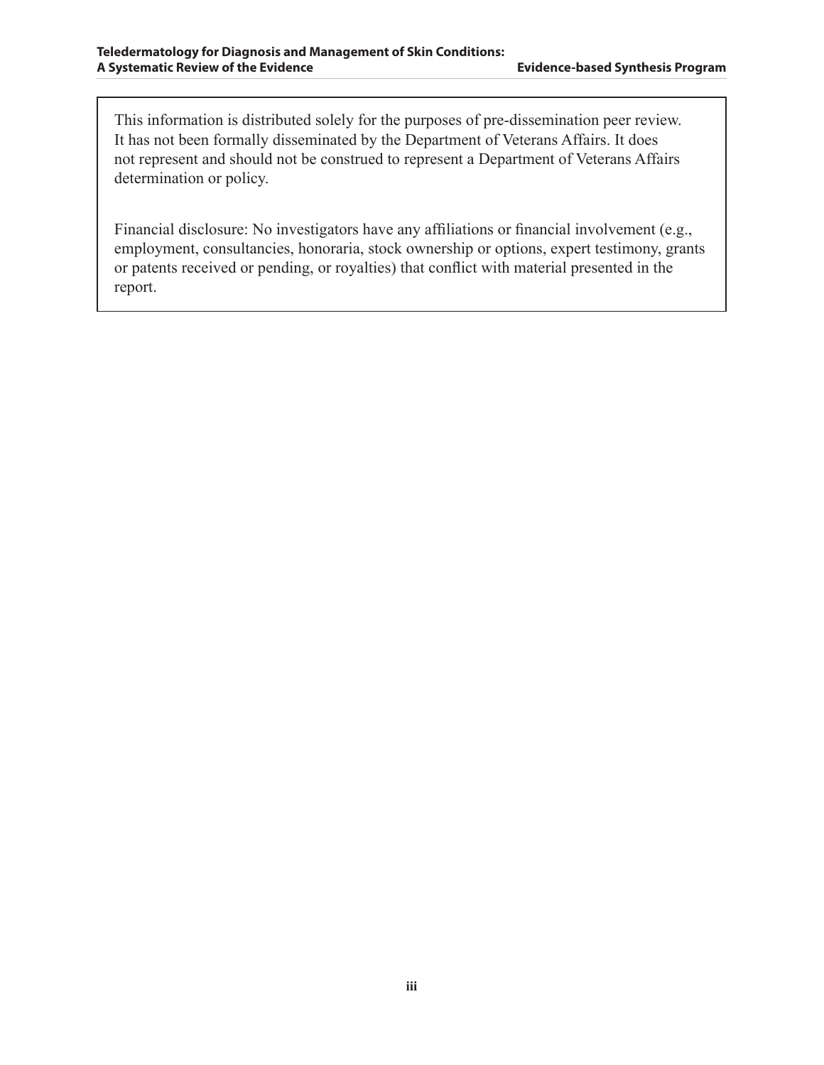This information is distributed solely for the purposes of pre-dissemination peer review. It has not been formally disseminated by the Department of Veterans Affairs. It does not represent and should not be construed to represent a Department of Veterans Affairs determination or policy.

Financial disclosure: No investigators have any affiliations or financial involvement (e.g., employment, consultancies, honoraria, stock ownership or options, expert testimony, grants or patents received or pending, or royalties) that conflict with material presented in the report.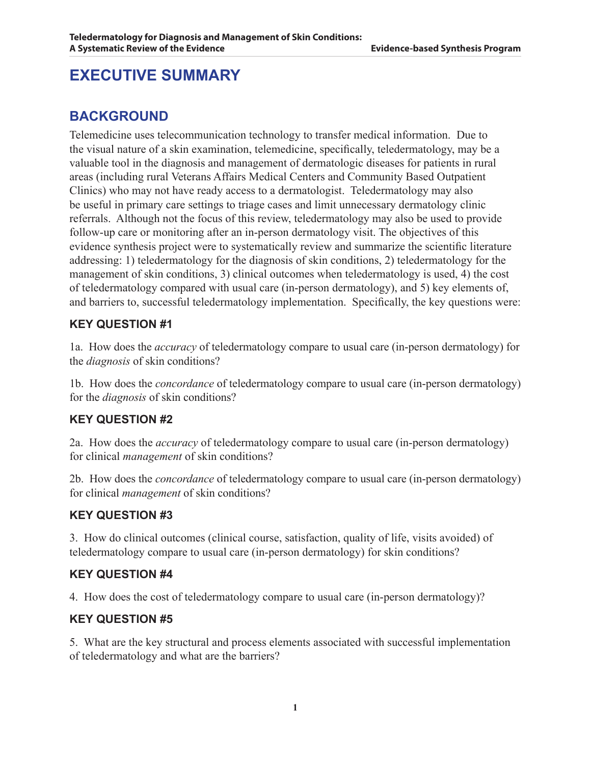# EXECUTIVE SUMMARY

## BACKGROUND

Telemedicine uses telecommunication technology to transfer medical information. Due to the visual nature of a skin examination, telemedicine, specifically, teledermatology, may be a valuable tool in the diagnosis and management of dermatologic diseases for patients in rural areas (including rural Veterans Affairs Medical Centers and Community Based Outpatient Clinics) who may not have ready access to a dermatologist. Teledermatology may also be useful in primary care settings to triage cases and limit unnecessary dermatology clinic referrals. Although not the focus of this review, teledermatology may also be used to provide follow-up care or monitoring after an in-person dermatology visit. The objectives of this evidence synthesis project were to systematically review and summarize the scientific literature addressing: 1) teledermatology for the diagnosis of skin conditions, 2) teledermatology for the management of skin conditions, 3) clinical outcomes when teledermatology is used, 4) the cost of teledermatology compared with usual care (in-person dermatology), and 5) key elements of, and barriers to, successful teledermatology implementation. Specifically, the key questions were:

### KEY QUESTION #1

1a. How does the *accuracy* of teledermatology compare to usual care (in-person dermatology) for the *diagnosis* of skin conditions?

1b. How does the *concordance* of teledermatology compare to usual care (in-person dermatology) for the *diagnosis* of skin conditions?

### KEY QUESTION #2

2a. How does the *accuracy* of teledermatology compare to usual care (in-person dermatology) for clinical *management* of skin conditions?

2b. How does the *concordance* of teledermatology compare to usual care (in-person dermatology) for clinical *management* of skin conditions?

### KEY QUESTION #3

3. How do clinical outcomes (clinical course, satisfaction, quality of life, visits avoided) of teledermatology compare to usual care (in-person dermatology) for skin conditions?

### KEY QUESTION #4

4. How does the cost of teledermatology compare to usual care (in-person dermatology)?

### KEY QUESTION #5

5. What are the key structural and process elements associated with successful implementation of teledermatology and what are the barriers?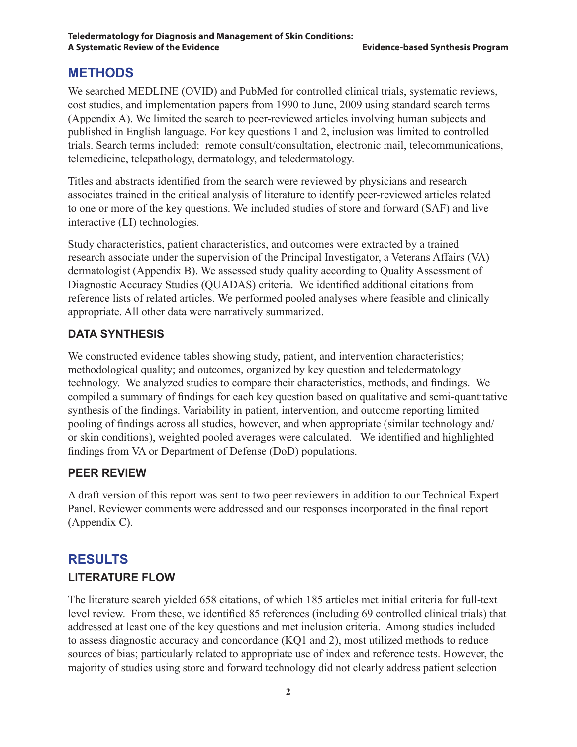# METHODS

We searched MEDLINE (OVID) and PubMed for controlled clinical trials, systematic reviews, cost studies, and implementation papers from 1990 to June, 2009 using standard search terms (Appendix A). We limited the search to peer-reviewed articles involving human subjects and published in English language. For key questions 1 and 2, inclusion was limited to controlled trials. Search terms included: remote consult/consultation, electronic mail, telecommunications, telemedicine, telepathology, dermatology, and teledermatology.

Titles and abstracts identified from the search were reviewed by physicians and research associates trained in the critical analysis of literature to identify peer-reviewed articles related to one or more of the key questions. We included studies of store and forward (SAF) and live interactive (LI) technologies.

Study characteristics, patient characteristics, and outcomes were extracted by a trained research associate under the supervision of the Principal Investigator, a Veterans Affairs (VA) dermatologist (Appendix B). We assessed study quality according to Quality Assessment of Diagnostic Accuracy Studies (QUADAS) criteria. We identified additional citations from reference lists of related articles. We performed pooled analyses where feasible and clinically appropriate. All other data were narratively summarized.

## DATA SYNTHESIS

We constructed evidence tables showing study, patient, and intervention characteristics; methodological quality; and outcomes, organized by key question and teledermatology technology. We analyzed studies to compare their characteristics, methods, and findings. We compiled a summary of findings for each key question based on qualitative and semi-quantitative synthesis of the findings. Variability in patient, intervention, and outcome reporting limited pooling of findings across all studies, however, and when appropriate (similar technology and/or skin conditions), weighted pooled averages were calculated. We identified and highlighted findings from VA or Department of Defense (DoD) populations.

## PEER REVIEW

A draft version of this report was sent to two peer reviewers in addition to our Technical Expert Panel. Reviewer comments were addressed and our responses incorporated in the final report (Appendix C).

# RESULTS

## LITERATURE FLOW

The literature search yielded 658 citations, of which 185 articles met initial criteria for full-text level review. From these, we identified 85 references (including 69 controlled clinical trials) that addressed at least one of the key questions and met inclusion criteria. Among studies included to assess diagnostic accuracy and concordance (KQ1 and 2), most utilized methods to reduce sources of bias; particularly related to appropriate use of index and reference tests. However, the majority of studies using store and forward technology did not clearly address patient selection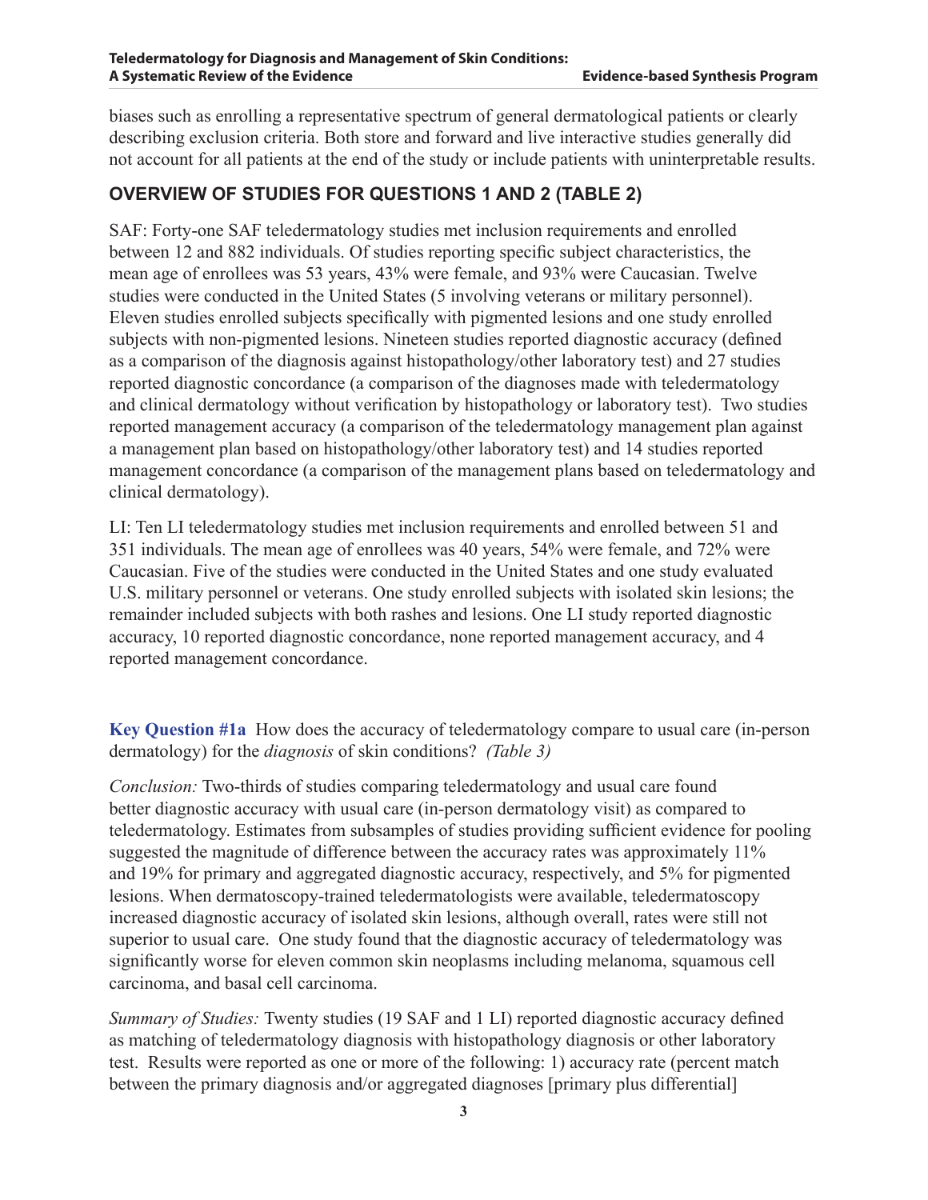biases such as enrolling a representative spectrum of general dermatological patients or clearly describing exclusion criteria. Both store and forward and live interactive studies generally did not account for all patients at the end of the study or include patients with uninterpretable results.

## OVERVIEW OF STUDIES FOR QUESTIONS 1 AND 2 (TABLE 2)

SAF: Forty-one SAF teledermatology studies met inclusion requirements and enrolled between 12 and 882 individuals. Of studies reporting specific subject characteristics, the mean age of enrollees was 53 years, 43% were female, and 93% were Caucasian. Twelve studies were conducted in the United States (5 involving veterans or military personnel). Eleven studies enrolled subjects specifically with pigmented lesions and one study enrolled subjects with non-pigmented lesions. Nineteen studies reported diagnostic accuracy (defined as a comparison of the diagnosis against histopathology/other laboratory test) and 27 studies reported diagnostic concordance (a comparison of the diagnoses made with teledermatology and clinical dermatology without verification by histopathology or laboratory test). Two studies reported management accuracy (a comparison of the teledermatology management plan against a management plan based on histopathology/other laboratory test) and 14 studies reported management concordance (a comparison of the management plans based on teledermatology and clinical dermatology).

LI: Ten LI teledermatology studies met inclusion requirements and enrolled between 51 and 351 individuals. The mean age of enrollees was 40 years, 54% were female, and 72% were Caucasian. Five of the studies were conducted in the United States and one study evaluated U.S. military personnel or veterans. One study enrolled subjects with isolated skin lesions; the remainder included subjects with both rashes and lesions. One LI study reported diagnostic accuracy, 10 reported diagnostic concordance, none reported management accuracy, and 4 reported management concordance.

**Key Question #1a** How does the accuracy of teledermatology compare to usual care (in-person dermatology) for the *diagnosis* of skin conditions? *(Table 3)*

*Conclusion:* Two-thirds of studies comparing teledermatology and usual care found better diagnostic accuracy with usual care (in-person dermatology visit) as compared to teledermatology. Estimates from subsamples of studies providing sufficient evidence for pooling suggested the magnitude of difference between the accuracy rates was approximately 11% and 19% for primary and aggregated diagnostic accuracy, respectively, and 5% for pigmented lesions. When dermatoscopy-trained teledermatologists were available, teledermatoscopy increased diagnostic accuracy of isolated skin lesions, although overall, rates were still not superior to usual care. One study found that the diagnostic accuracy of teledermatology was significantly worse for eleven common skin neoplasms including melanoma, squamous cell carcinoma, and basal cell carcinoma.

*Summary of Studies:* Twenty studies (19 SAF and 1 LI) reported diagnostic accuracy defined as matching of teledermatology diagnosis with histopathology diagnosis or other laboratory test. Results were reported as one or more of the following: 1) accuracy rate (percent match between the primary diagnosis and/or aggregated diagnoses [primary plus differential]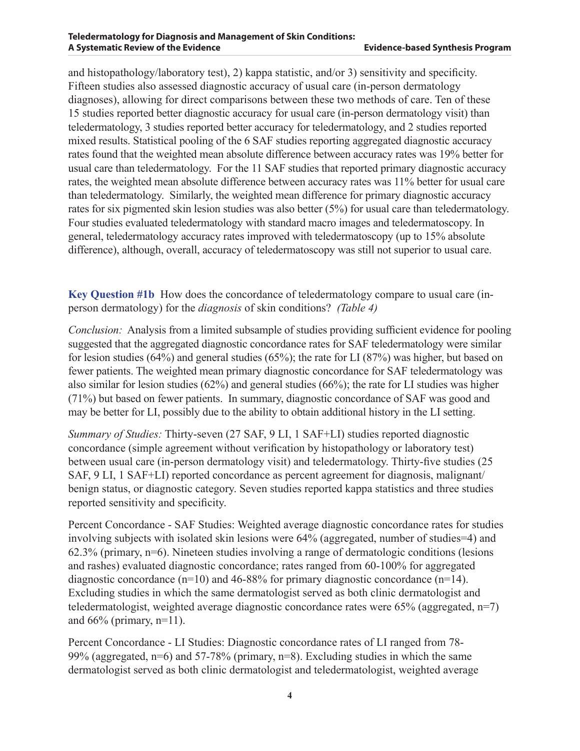and histopathology/laboratory test), 2) kappa statistic, and/or 3) sensitivity and specificity. Fifteen studies also assessed diagnostic accuracy of usual care (in-person dermatology diagnoses), allowing for direct comparisons between these two methods of care. Ten of these 15 studies reported better diagnostic accuracy for usual care (in-person dermatology visit) than teledermatology, 3 studies reported better accuracy for teledermatology, and 2 studies reported mixed results. Statistical pooling of the 6 SAF studies reporting aggregated diagnostic accuracy rates found that the weighted mean absolute difference between accuracy rates was 19% better for usual care than teledermatology. For the 11 SAF studies that reported primary diagnostic accuracy rates, the weighted mean absolute difference between accuracy rates was 11% better for usual care than teledermatology. Similarly, the weighted mean difference for primary diagnostic accuracy rates for six pigmented skin lesion studies was also better (5%) for usual care than teledermatology. Four studies evaluated teledermatology with standard macro images and teledermatoscopy. In general, teledermatology accuracy rates improved with teledermatoscopy (up to 15% absolute difference), although, overall, accuracy of teledermatoscopy was still not superior to usual care.

**Key Question #1b** How does the concordance of teledermatology compare to usual care (in-person dermatology) for the *diagnosis* of skin conditions? *(Table 4)*

*Conclusion:* Analysis from a limited subsample of studies providing sufficient evidence for pooling suggested that the aggregated diagnostic concordance rates for SAF teledermatology were similar for lesion studies (64%) and general studies (65%); the rate for LI (87%) was higher, but based on fewer patients. The weighted mean primary diagnostic concordance for SAF teledermatology was also similar for lesion studies (62%) and general studies (66%); the rate for LI studies was higher (71%) but based on fewer patients. In summary, diagnostic concordance of SAF was good and may be better for LI, possibly due to the ability to obtain additional history in the LI setting.

*Summary of Studies:* Thirty-seven (27 SAF, 9 LI, 1 SAF+LI) studies reported diagnostic concordance (simple agreement without verification by histopathology or laboratory test) between usual care (in-person dermatology visit) and teledermatology. Thirty-five studies (25 SAF, 9 LI, 1 SAF+LI) reported concordance as percent agreement for diagnosis, malignant/benign status, or diagnostic category. Seven studies reported kappa statistics and three studies reported sensitivity and specificity.

Percent Concordance - SAF Studies: Weighted average diagnostic concordance rates for studies involving subjects with isolated skin lesions were 64% (aggregated, number of studies=4) and 62.3% (primary, n=6). Nineteen studies involving a range of dermatologic conditions (lesions and rashes) evaluated diagnostic concordance; rates ranged from 60-100% for aggregated diagnostic concordance (n=10) and 46-88% for primary diagnostic concordance (n=14). Excluding studies in which the same dermatologist served as both clinic dermatologist and teledermatologist, weighted average diagnostic concordance rates were 65% (aggregated, n=7) and 66% (primary, n=11).

Percent Concordance - LI Studies: Diagnostic concordance rates of LI ranged from 78-99% (aggregated, n=6) and 57-78% (primary, n=8). Excluding studies in which the same dermatologist served as both clinic dermatologist and teledermatologist, weighted average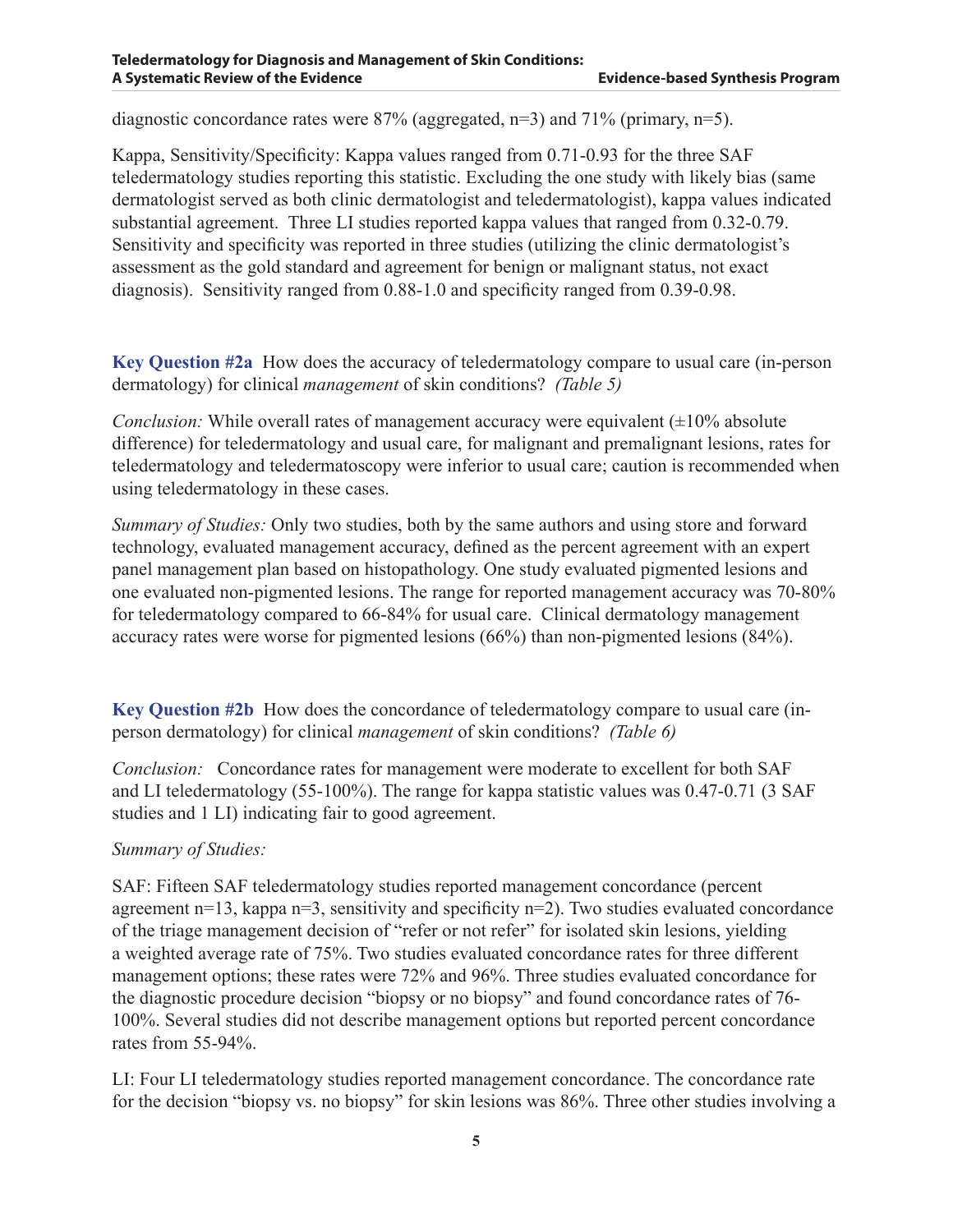diagnostic concordance rates were 87% (aggregated, n=3) and 71% (primary, n=5).

Kappa, Sensitivity/Specificity: Kappa values ranged from 0.71-0.93 for the three SAF teledermatology studies reporting this statistic. Excluding the one study with likely bias (same dermatologist served as both clinic dermatologist and teledermatologist), kappa values indicated substantial agreement. Three LI studies reported kappa values that ranged from 0.32-0.79. Sensitivity and specificity was reported in three studies (utilizing the clinic dermatologist's assessment as the gold standard and agreement for benign or malignant status, not exact diagnosis). Sensitivity ranged from 0.88-1.0 and specificity ranged from 0.39-0.98.

**Key Question #2a** How does the accuracy of teledermatology compare to usual care (in-person dermatology) for clinical *management* of skin conditions? *(Table 5)*

*Conclusion:* While overall rates of management accuracy were equivalent (±10% absolute difference) for teledermatology and usual care, for malignant and premalignant lesions, rates for teledermatology and teledermatoscopy were inferior to usual care; caution is recommended when using teledermatology in these cases.

*Summary of Studies:* Only two studies, both by the same authors and using store and forward technology, evaluated management accuracy, defined as the percent agreement with an expert panel management plan based on histopathology. One study evaluated pigmented lesions and one evaluated non-pigmented lesions. The range for reported management accuracy was 70-80% for teledermatology compared to 66-84% for usual care. Clinical dermatology management accuracy rates were worse for pigmented lesions (66%) than non-pigmented lesions (84%).

**Key Question #2b** How does the concordance of teledermatology compare to usual care (in-person dermatology) for clinical *management* of skin conditions? *(Table 6)*

*Conclusion:* Concordance rates for management were moderate to excellent for both SAF and LI teledermatology (55-100%). The range for kappa statistic values was 0.47-0.71 (3 SAF studies and 1 LI) indicating fair to good agreement.

*Summary of Studies:*

SAF: Fifteen SAF teledermatology studies reported management concordance (percent agreement n=13, kappa n=3, sensitivity and specificity n=2). Two studies evaluated concordance of the triage management decision of "refer or not refer" for isolated skin lesions, yielding a weighted average rate of 75%. Two studies evaluated concordance rates for three different management options; these rates were 72% and 96%. Three studies evaluated concordance for the diagnostic procedure decision "biopsy or no biopsy" and found concordance rates of 76-100%. Several studies did not describe management options but reported percent concordance rates from 55-94%.

LI: Four LI teledermatology studies reported management concordance. The concordance rate for the decision "biopsy vs. no biopsy" for skin lesions was 86%. Three other studies involving a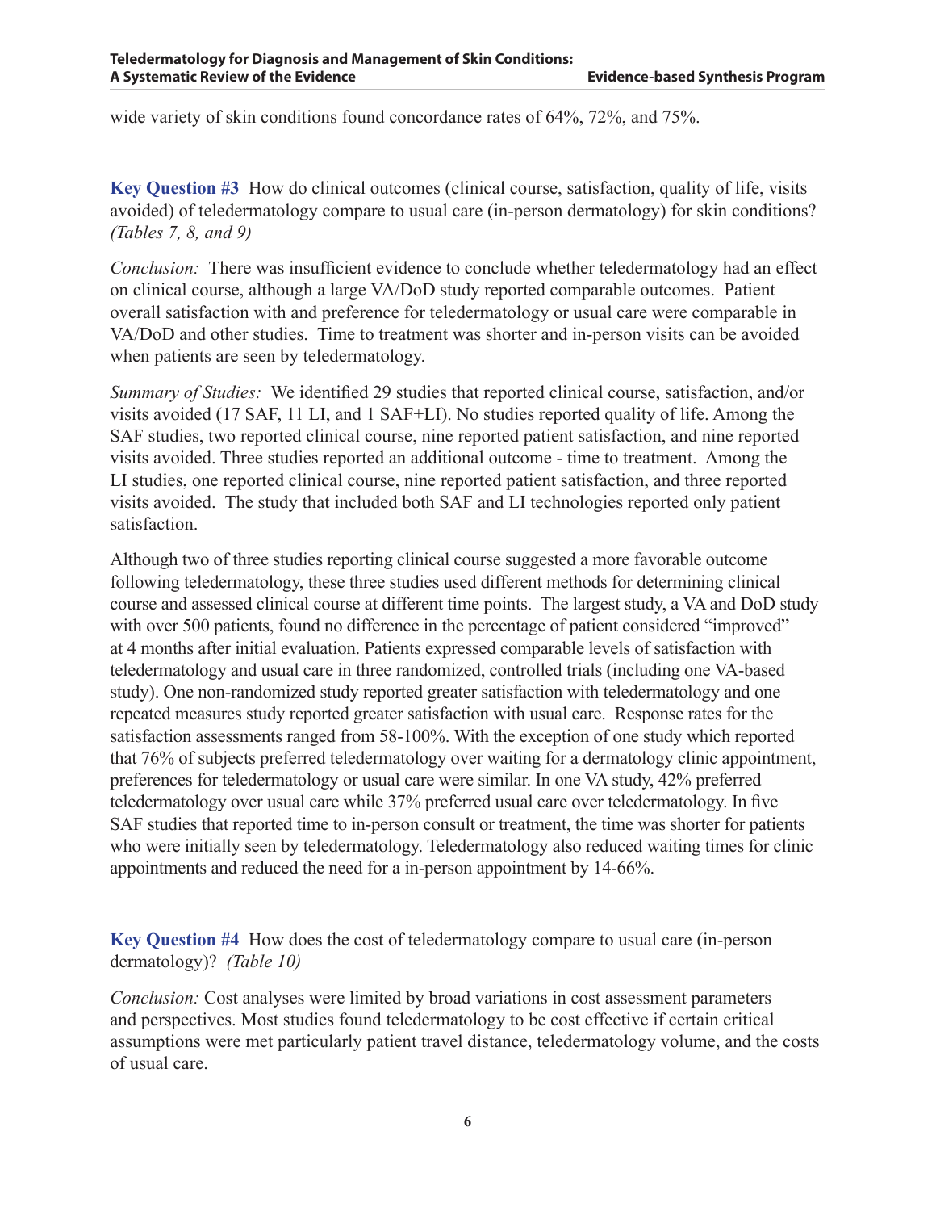wide variety of skin conditions found concordance rates of 64%, 72%, and 75%.

**Key Question #3** How do clinical outcomes (clinical course, satisfaction, quality of life, visits avoided) of teledermatology compare to usual care (in-person dermatology) for skin conditions? *(Tables 7, 8, and 9)*

*Conclusion:* There was insufficient evidence to conclude whether teledermatology had an effect on clinical course, although a large VA/DoD study reported comparable outcomes. Patient overall satisfaction with and preference for teledermatology or usual care were comparable in VA/DoD and other studies. Time to treatment was shorter and in-person visits can be avoided when patients are seen by teledermatology.

*Summary of Studies:* We identified 29 studies that reported clinical course, satisfaction, and/or visits avoided (17 SAF, 11 LI, and 1 SAF+LI). No studies reported quality of life. Among the SAF studies, two reported clinical course, nine reported patient satisfaction, and nine reported visits avoided. Three studies reported an additional outcome - time to treatment. Among the LI studies, one reported clinical course, nine reported patient satisfaction, and three reported visits avoided. The study that included both SAF and LI technologies reported only patient satisfaction.

Although two of three studies reporting clinical course suggested a more favorable outcome following teledermatology, these three studies used different methods for determining clinical course and assessed clinical course at different time points. The largest study, a VA and DoD study with over 500 patients, found no difference in the percentage of patient considered "improved" at 4 months after initial evaluation. Patients expressed comparable levels of satisfaction with teledermatology and usual care in three randomized, controlled trials (including one VA-based study). One non-randomized study reported greater satisfaction with teledermatology and one repeated measures study reported greater satisfaction with usual care. Response rates for the satisfaction assessments ranged from 58-100%. With the exception of one study which reported that 76% of subjects preferred teledermatology over waiting for a dermatology clinic appointment, preferences for teledermatology or usual care were similar. In one VA study, 42% preferred teledermatology over usual care while 37% preferred usual care over teledermatology. In five SAF studies that reported time to in-person consult or treatment, the time was shorter for patients who were initially seen by teledermatology. Teledermatology also reduced waiting times for clinic appointments and reduced the need for a in-person appointment by 14-66%.

**Key Question #4** How does the cost of teledermatology compare to usual care (in-person dermatology)? *(Table 10)*

*Conclusion:* Cost analyses were limited by broad variations in cost assessment parameters and perspectives. Most studies found teledermatology to be cost effective if certain critical assumptions were met particularly patient travel distance, teledermatology volume, and the costs of usual care.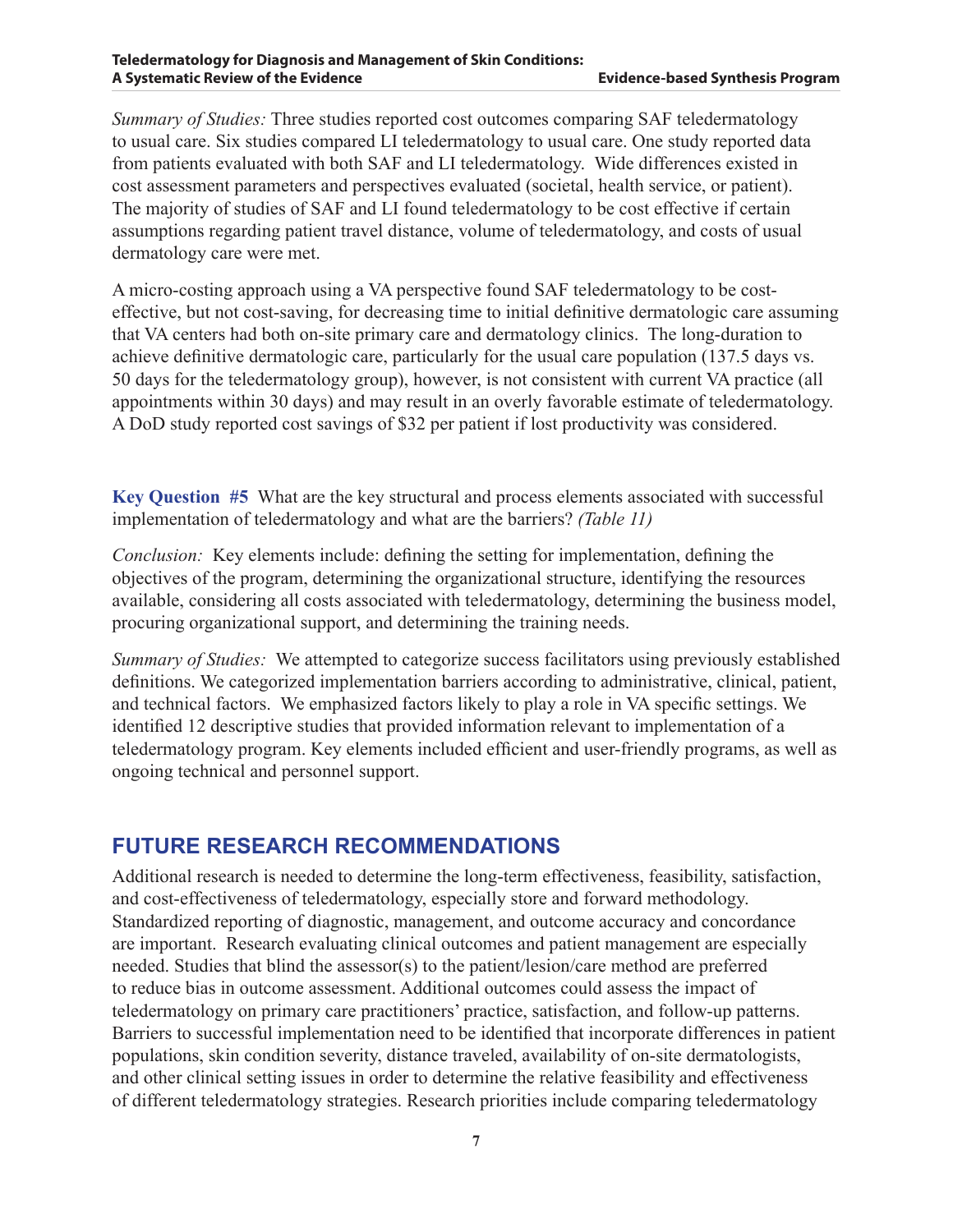*Summary of Studies:* Three studies reported cost outcomes comparing SAF teledermatology to usual care. Six studies compared LI teledermatology to usual care. One study reported data from patients evaluated with both SAF and LI teledermatology. Wide differences existed in cost assessment parameters and perspectives evaluated (societal, health service, or patient). The majority of studies of SAF and LI found teledermatology to be cost effective if certain assumptions regarding patient travel distance, volume of teledermatology, and costs of usual dermatology care were met.

A micro-costing approach using a VA perspective found SAF teledermatology to be cost-effective, but not cost-saving, for decreasing time to initial definitive dermatologic care assuming that VA centers had both on-site primary care and dermatology clinics. The long-duration to achieve definitive dermatologic care, particularly for the usual care population (137.5 days vs. 50 days for the teledermatology group), however, is not consistent with current VA practice (all appointments within 30 days) and may result in an overly favorable estimate of teledermatology. A DoD study reported cost savings of $32 per patient if lost productivity was considered.

**Key Question #5** What are the key structural and process elements associated with successful implementation of teledermatology and what are the barriers? *(Table 11)*

*Conclusion:* Key elements include: defining the setting for implementation, defining the objectives of the program, determining the organizational structure, identifying the resources available, considering all costs associated with teledermatology, determining the business model, procuring organizational support, and determining the training needs.

*Summary of Studies:* We attempted to categorize success facilitators using previously established definitions. We categorized implementation barriers according to administrative, clinical, patient, and technical factors. We emphasized factors likely to play a role in VA specific settings. We identified 12 descriptive studies that provided information relevant to implementation of a teledermatology program. Key elements included efficient and user-friendly programs, as well as ongoing technical and personnel support.

## FUTURE RESEARCH RECOMMENDATIONS

Additional research is needed to determine the long-term effectiveness, feasibility, satisfaction, and cost-effectiveness of teledermatology, especially store and forward methodology. Standardized reporting of diagnostic, management, and outcome accuracy and concordance are important. Research evaluating clinical outcomes and patient management are especially needed. Studies that blind the assessor(s) to the patient/lesion/care method are preferred to reduce bias in outcome assessment. Additional outcomes could assess the impact of teledermatology on primary care practitioners' practice, satisfaction, and follow-up patterns. Barriers to successful implementation need to be identified that incorporate differences in patient populations, skin condition severity, distance traveled, availability of on-site dermatologists, and other clinical setting issues in order to determine the relative feasibility and effectiveness of different teledermatology strategies. Research priorities include comparing teledermatology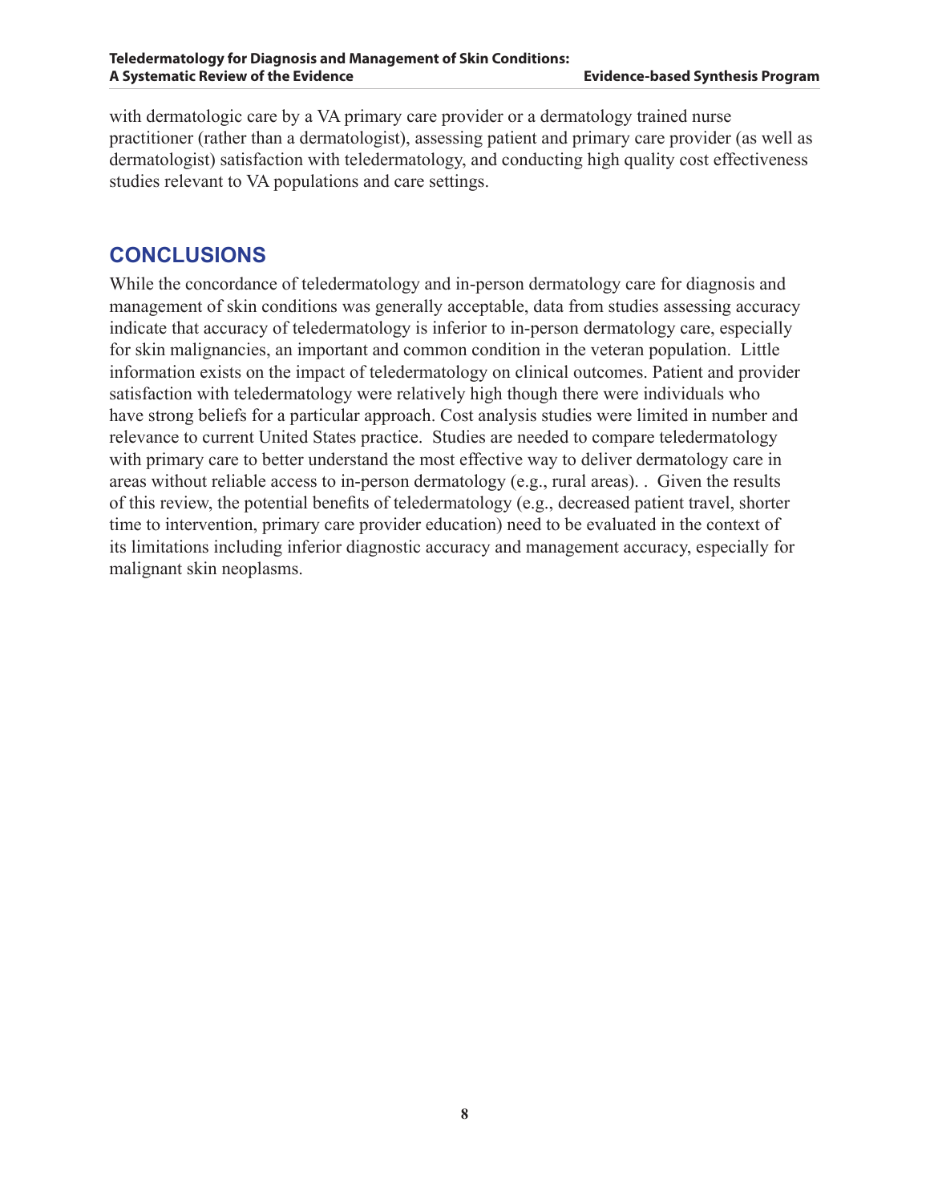with dermatologic care by a VA primary care provider or a dermatology trained nurse practitioner (rather than a dermatologist), assessing patient and primary care provider (as well as dermatologist) satisfaction with teledermatology, and conducting high quality cost effectiveness studies relevant to VA populations and care settings.

## CONCLUSIONS

While the concordance of teledermatology and in-person dermatology care for diagnosis and management of skin conditions was generally acceptable, data from studies assessing accuracy indicate that accuracy of teledermatology is inferior to in-person dermatology care, especially for skin malignancies, an important and common condition in the veteran population. Little information exists on the impact of teledermatology on clinical outcomes. Patient and provider satisfaction with teledermatology were relatively high though there were individuals who have strong beliefs for a particular approach. Cost analysis studies were limited in number and relevance to current United States practice. Studies are needed to compare teledermatology with primary care to better understand the most effective way to deliver dermatology care in areas without reliable access to in-person dermatology (e.g., rural areas). . Given the results of this review, the potential benefits of teledermatology (e.g., decreased patient travel, shorter time to intervention, primary care provider education) need to be evaluated in the context of its limitations including inferior diagnostic accuracy and management accuracy, especially for malignant skin neoplasms.